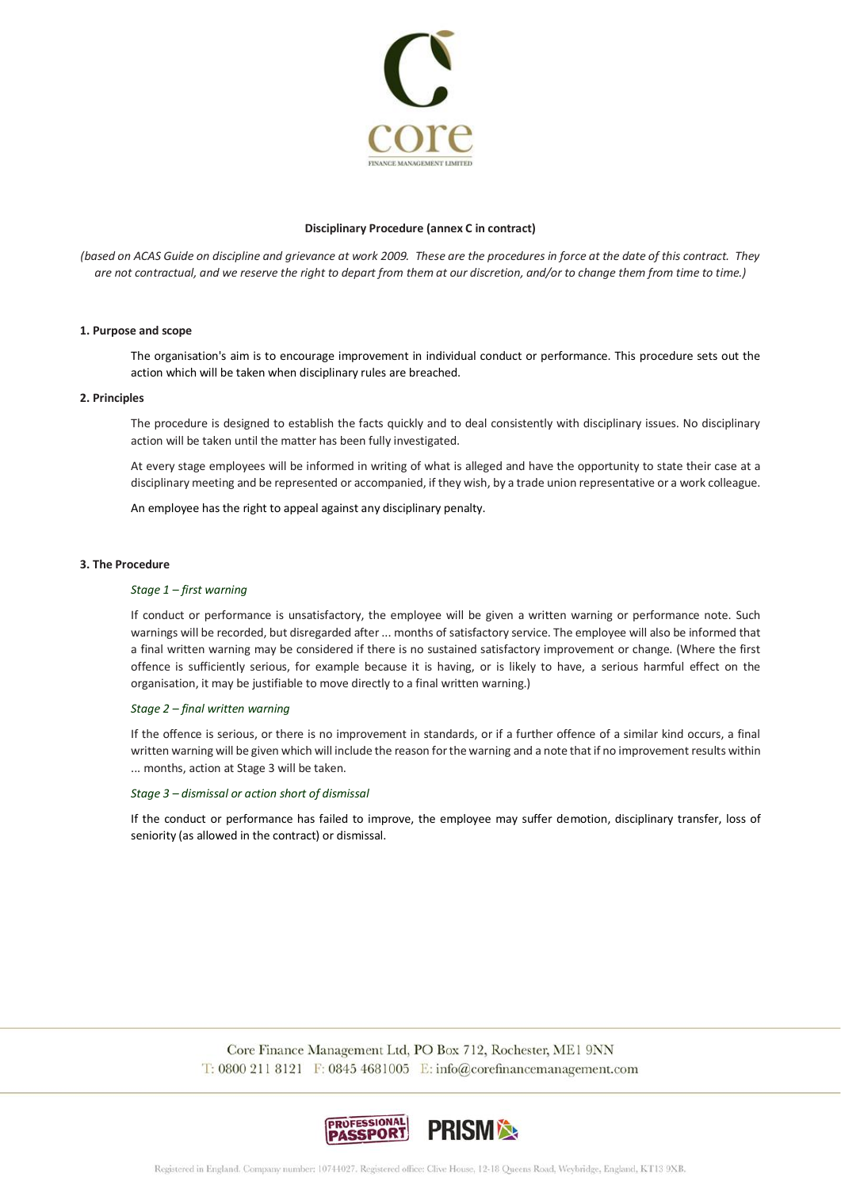**Disciplinary Procedure (annex C in contract)**

*(based on ACAS Guide on discipline and grievance at work 2009. These are the procedures in force at the date of this contract. They are not contractual, and we reserve the right to depart from them at our discretion, and/or to change them from time to time.)*

**1. Purpose and scope**

The organisation's aim is to encourage improvement in individual conduct or performance. This procedure sets out the action which will be taken when disciplinary rules are breached.

**2. Principles**

The procedure is designed to establish the facts quickly and to deal consistently with disciplinary issues. No disciplinary action will be taken until the matter has been fully investigated.

At every stage employees will be informed in writing of what is alleged and have the opportunity to state their case at a disciplinary meeting and be represented or accompanied, if they wish, by a trade union representative or a work colleague.

An employee has the right to appeal against any disciplinary penalty.

**3. The Procedure**

*Stage 1 – first warning*

If conduct or performance is unsatisfactory, the employee will be given a written warning or performance note. Such warnings will be recorded, but disregarded after ... months of satisfactory service. The employee will also be informed that a final written warning may be considered if there is no sustained satisfactory improvement or change. (Where the first offence is sufficiently serious, for example because it is having, or is likely to have, a serious harmful effect on the organisation, it may be justifiable to move directly to a final written warning.)

*Stage 2 – final written warning*

If the offence is serious, or there is no improvement in standards, or if a further offence of a similar kind occurs, a final written warning will be given which will include the reason for the warning and a note that if no improvement results within ... months, action at Stage 3 will be taken.

*Stage 3 – dismissal or action short of dismissal*

If the conduct or performance has failed to improve, the employee may suffer demotion, disciplinary transfer, loss of seniority (as allowed in the contract) or dismissal.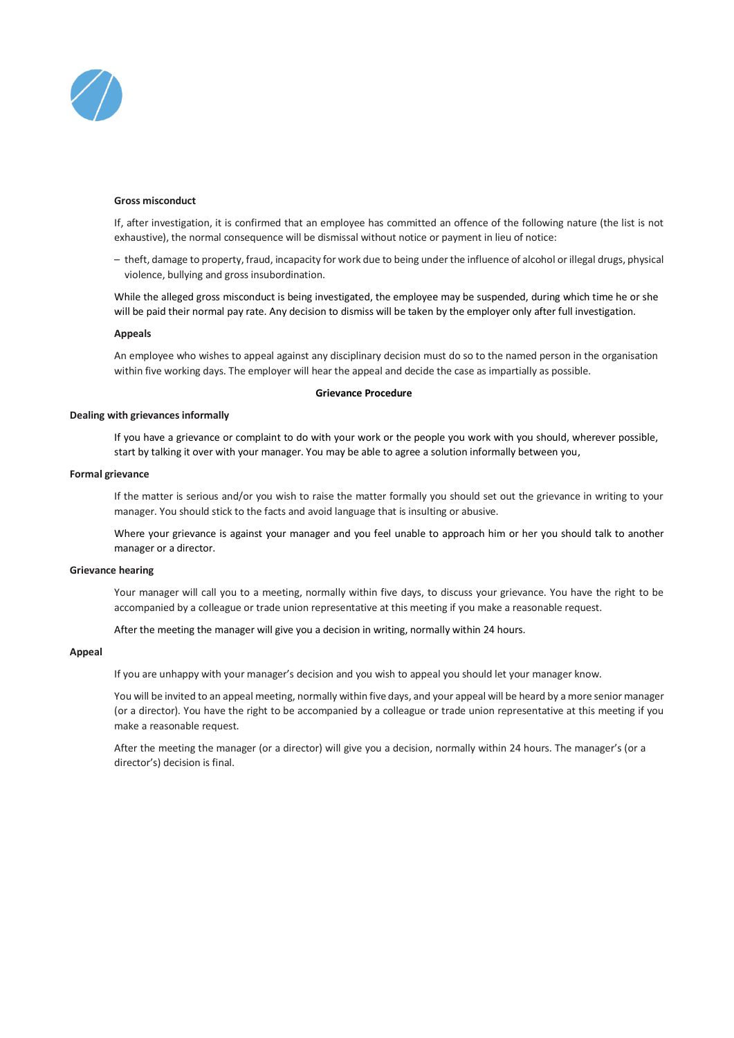**Gross misconduct**

If, after investigation, it is confirmed that an employee has committed an offence of the following nature (the list is not exhaustive), the normal consequence will be dismissal without notice or payment in lieu of notice:

– theft, damage to property, fraud, incapacity for work due to being under the influence of alcohol or illegal drugs, physical violence, bullying and gross insubordination.

While the alleged gross misconduct is being investigated, the employee may be suspended, during which time he or she will be paid their normal pay rate. Any decision to dismiss will be taken by the employer only after full investigation.

**Appeals**

An employee who wishes to appeal against any disciplinary decision must do so to the named person in the organisation within five working days. The employer will hear the appeal and decide the case as impartially as possible.

## Grievance Procedure

**Dealing with grievances informally**

If you have a grievance or complaint to do with your work or the people you work with you should, wherever possible, start by talking it over with your manager. You may be able to agree a solution informally between you,

**Formal grievance**

If the matter is serious and/or you wish to raise the matter formally you should set out the grievance in writing to your manager. You should stick to the facts and avoid language that is insulting or abusive.

Where your grievance is against your manager and you feel unable to approach him or her you should talk to another manager or a director.

**Grievance hearing**

Your manager will call you to a meeting, normally within five days, to discuss your grievance. You have the right to be accompanied by a colleague or trade union representative at this meeting if you make a reasonable request.

After the meeting the manager will give you a decision in writing, normally within 24 hours.

**Appeal**

If you are unhappy with your manager's decision and you wish to appeal you should let your manager know.

You will be invited to an appeal meeting, normally within five days, and your appeal will be heard by a more senior manager (or a director). You have the right to be accompanied by a colleague or trade union representative at this meeting if you make a reasonable request.

After the meeting the manager (or a director) will give you a decision, normally within 24 hours. The manager's (or a director's) decision is final.